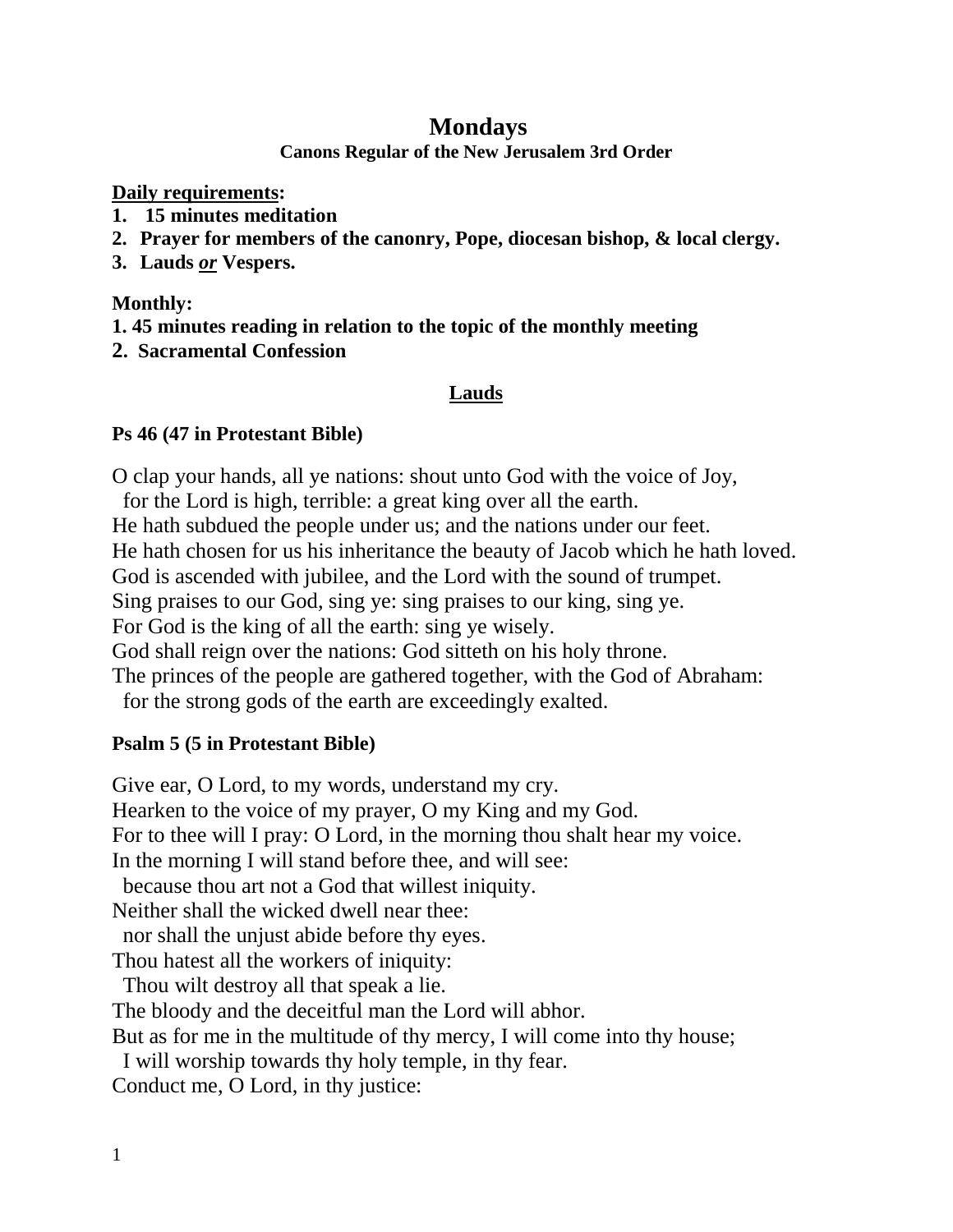# Mondays

### Canons Regular of the New Jerusalem 3rd Order

**<u>Daily requirements</u>:**

1. **15 minutes meditation**
2. **Prayer for members of the canonry, Pope, diocesan bishop, & local clergy.**
3. **Lauds *<u>or</u>* Vespers.**

**Monthly:**

1. **45 minutes reading in relation to the topic of the monthly meeting**
2. **Sacramental Confession**

## <u>Lauds</u>

**Ps 46 (47 in Protestant Bible)**

O clap your hands, all ye nations: shout unto God with the voice of Joy,  
for the Lord is high, terrible: a great king over all the earth.  
He hath subdued the people under us; and the nations under our feet.  
He hath chosen for us his inheritance the beauty of Jacob which he hath loved.  
God is ascended with jubilee, and the Lord with the sound of trumpet.  
Sing praises to our God, sing ye: sing praises to our king, sing ye.  
For God is the king of all the earth: sing ye wisely.  
God shall reign over the nations: God sitteth on his holy throne.  
The princes of the people are gathered together, with the God of Abraham:  
for the strong gods of the earth are exceedingly exalted.

**Psalm 5 (5 in Protestant Bible)**

Give ear, O Lord, to my words, understand my cry.  
Hearken to the voice of my prayer, O my King and my God.  
For to thee will I pray: O Lord, in the morning thou shalt hear my voice.  
In the morning I will stand before thee, and will see:  
because thou art not a God that willest iniquity.  
Neither shall the wicked dwell near thee:  
nor shall the unjust abide before thy eyes.  
Thou hatest all the workers of iniquity:  
Thou wilt destroy all that speak a lie.  
The bloody and the deceitful man the Lord will abhor.  
But as for me in the multitude of thy mercy, I will come into thy house;  
I will worship towards thy holy temple, in thy fear.  
Conduct me, O Lord, in thy justice: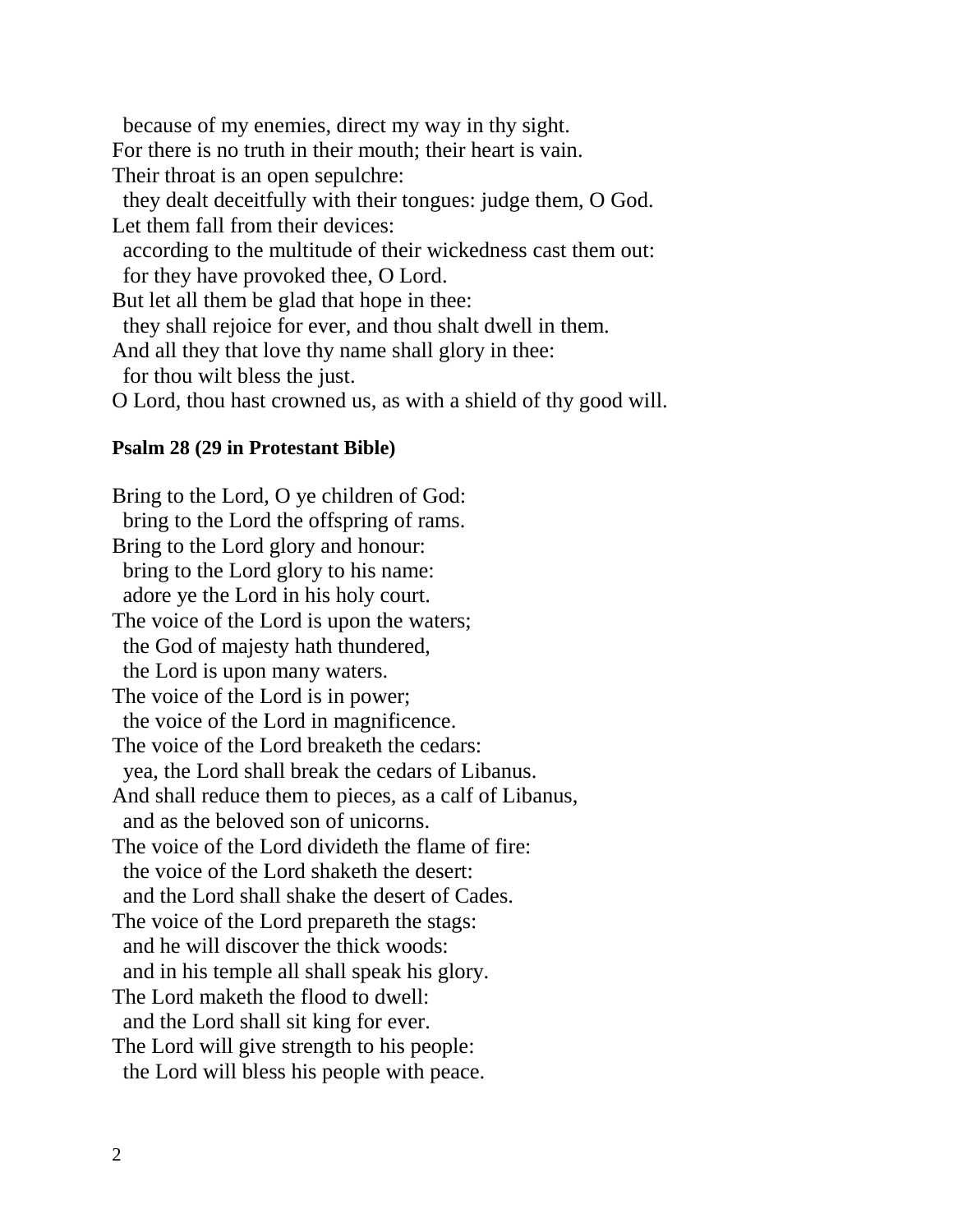because of my enemies, direct my way in thy sight.
For there is no truth in their mouth; their heart is vain.
Their throat is an open sepulchre:
 they dealt deceitfully with their tongues: judge them, O God.
Let them fall from their devices:
 according to the multitude of their wickedness cast them out:
 for they have provoked thee, O Lord.
But let all them be glad that hope in thee:
 they shall rejoice for ever, and thou shalt dwell in them.
And all they that love thy name shall glory in thee:
 for thou wilt bless the just.
O Lord, thou hast crowned us, as with a shield of thy good will.

**Psalm 28 (29 in Protestant Bible)**

Bring to the Lord, O ye children of God:
 bring to the Lord the offspring of rams.
Bring to the Lord glory and honour:
 bring to the Lord glory to his name:
 adore ye the Lord in his holy court.
The voice of the Lord is upon the waters;
 the God of majesty hath thundered,
 the Lord is upon many waters.
The voice of the Lord is in power;
 the voice of the Lord in magnificence.
The voice of the Lord breaketh the cedars:
 yea, the Lord shall break the cedars of Libanus.
And shall reduce them to pieces, as a calf of Libanus,
 and as the beloved son of unicorns.
The voice of the Lord divideth the flame of fire:
 the voice of the Lord shaketh the desert:
 and the Lord shall shake the desert of Cades.
The voice of the Lord prepareth the stags:
 and he will discover the thick woods:
 and in his temple all shall speak his glory.
The Lord maketh the flood to dwell:
 and the Lord shall sit king for ever.
The Lord will give strength to his people:
 the Lord will bless his people with peace.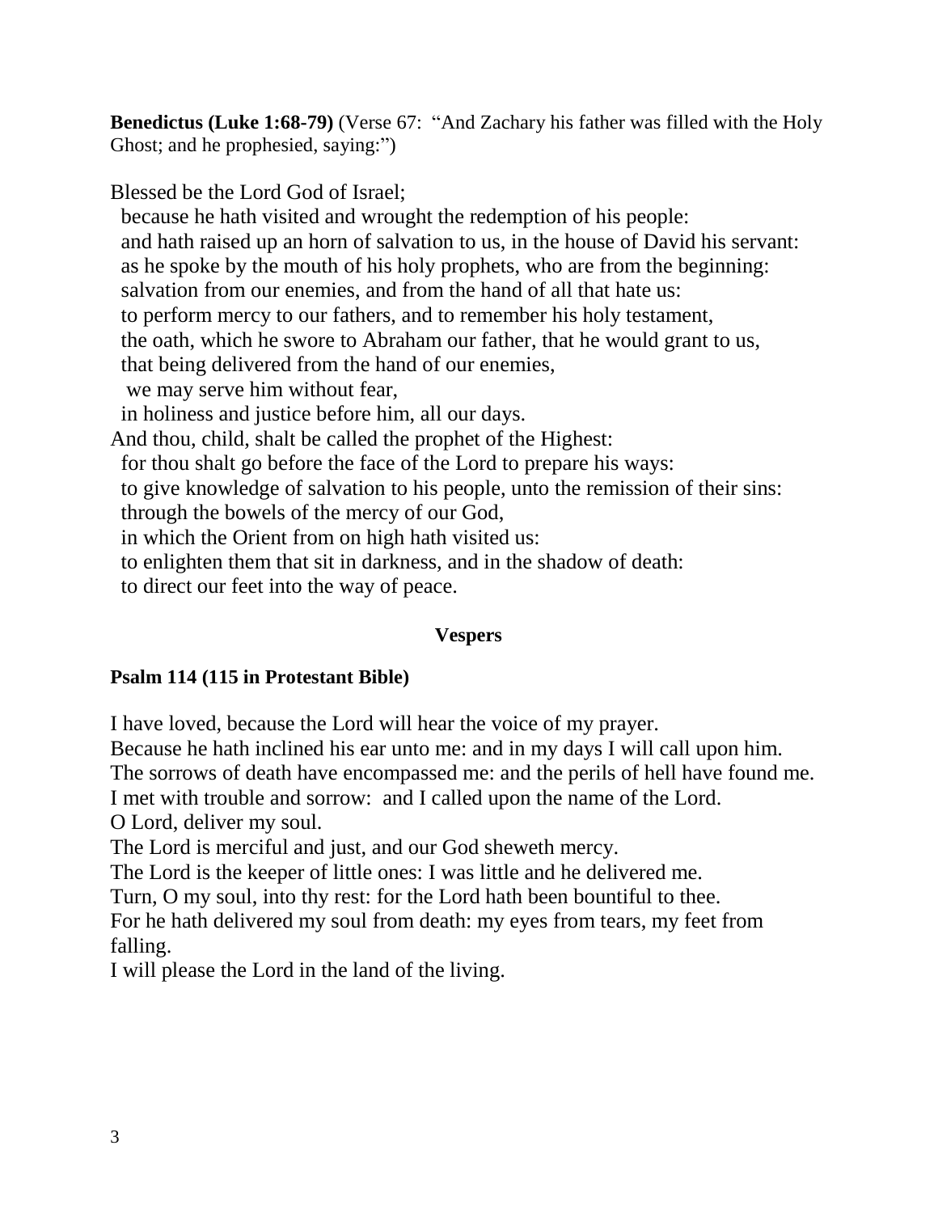**Benedictus (Luke 1:68-79)** (Verse 67: "And Zachary his father was filled with the Holy Ghost; and he prophesied, saying:")

Blessed be the Lord God of Israel;
because he hath visited and wrought the redemption of his people:
and hath raised up an horn of salvation to us, in the house of David his servant:
as he spoke by the mouth of his holy prophets, who are from the beginning:
salvation from our enemies, and from the hand of all that hate us:
to perform mercy to our fathers, and to remember his holy testament,
the oath, which he swore to Abraham our father, that he would grant to us,
that being delivered from the hand of our enemies,
we may serve him without fear,
in holiness and justice before him, all our days.
And thou, child, shalt be called the prophet of the Highest:
for thou shalt go before the face of the Lord to prepare his ways:
to give knowledge of salvation to his people, unto the remission of their sins:
through the bowels of the mercy of our God,
in which the Orient from on high hath visited us:
to enlighten them that sit in darkness, and in the shadow of death:
to direct our feet into the way of peace.

## Vespers

**Psalm 114 (115 in Protestant Bible)**

I have loved, because the Lord will hear the voice of my prayer.
Because he hath inclined his ear unto me: and in my days I will call upon him.
The sorrows of death have encompassed me: and the perils of hell have found me.
I met with trouble and sorrow: and I called upon the name of the Lord.
O Lord, deliver my soul.
The Lord is merciful and just, and our God sheweth mercy.
The Lord is the keeper of little ones: I was little and he delivered me.
Turn, O my soul, into thy rest: for the Lord hath been bountiful to thee.
For he hath delivered my soul from death: my eyes from tears, my feet from falling.
I will please the Lord in the land of the living.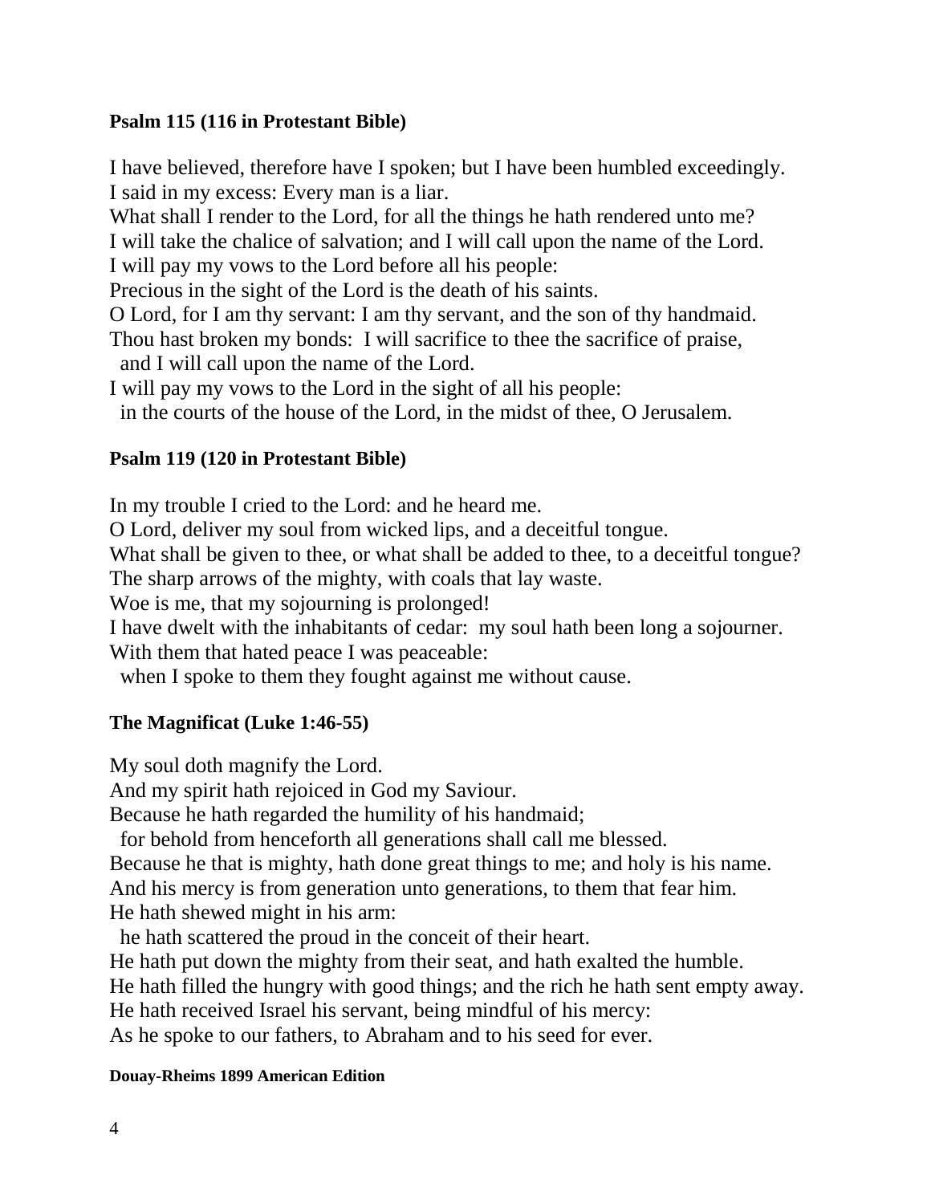**Psalm 115 (116 in Protestant Bible)**

I have believed, therefore have I spoken; but I have been humbled exceedingly.
I said in my excess: Every man is a liar.
What shall I render to the Lord, for all the things he hath rendered unto me?
I will take the chalice of salvation; and I will call upon the name of the Lord.
I will pay my vows to the Lord before all his people:
Precious in the sight of the Lord is the death of his saints.
O Lord, for I am thy servant: I am thy servant, and the son of thy handmaid.
Thou hast broken my bonds: I will sacrifice to thee the sacrifice of praise,
and I will call upon the name of the Lord.
I will pay my vows to the Lord in the sight of all his people:
in the courts of the house of the Lord, in the midst of thee, O Jerusalem.

**Psalm 119 (120 in Protestant Bible)**

In my trouble I cried to the Lord: and he heard me.
O Lord, deliver my soul from wicked lips, and a deceitful tongue.
What shall be given to thee, or what shall be added to thee, to a deceitful tongue?
The sharp arrows of the mighty, with coals that lay waste.
Woe is me, that my sojourning is prolonged!
I have dwelt with the inhabitants of cedar: my soul hath been long a sojourner.
With them that hated peace I was peaceable:
when I spoke to them they fought against me without cause.

**The Magnificat (Luke 1:46-55)**

My soul doth magnify the Lord.
And my spirit hath rejoiced in God my Saviour.
Because he hath regarded the humility of his handmaid;
for behold from henceforth all generations shall call me blessed.
Because he that is mighty, hath done great things to me; and holy is his name.
And his mercy is from generation unto generations, to them that fear him.
He hath shewed might in his arm:
he hath scattered the proud in the conceit of their heart.
He hath put down the mighty from their seat, and hath exalted the humble.
He hath filled the hungry with good things; and the rich he hath sent empty away.
He hath received Israel his servant, being mindful of his mercy:
As he spoke to our fathers, to Abraham and to his seed for ever.

**Douay-Rheims 1899 American Edition**